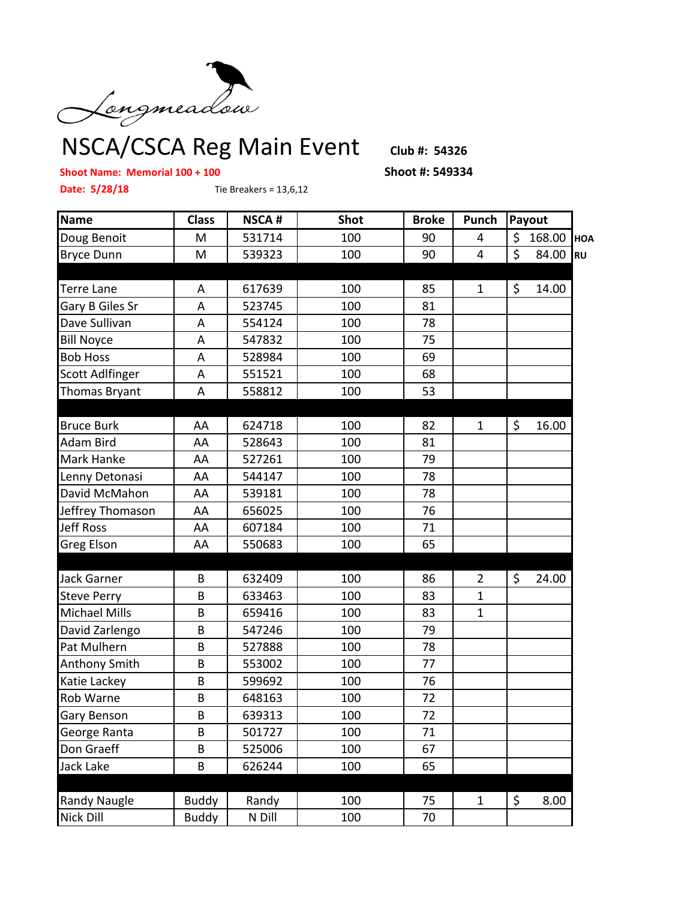Longmeadow

# NSCA/CSCA Reg Main Event

**Club #: 54326**

**Shoot Name: Memorial 100 + 100**

**Shoot #: 549334**

**Date: 5/28/18**

Tie Breakers = 13,6,12

| Name | Class | NSCA # | Shot | Broke | Punch | Payout | |
|---|---|---|---|---|---|---|---|
| Doug Benoit | M | 531714 | 100 | 90 | 4 | $ 168.00 | HOA |
| Bryce Dunn | M | 539323 | 100 | 90 | 4 | $ 84.00 | RU |
| | | | | | | | |
| Terre Lane | A | 617639 | 100 | 85 | 1 | $ 14.00 | |
| Gary B Giles Sr | A | 523745 | 100 | 81 | | | |
| Dave Sullivan | A | 554124 | 100 | 78 | | | |
| Bill Noyce | A | 547832 | 100 | 75 | | | |
| Bob Hoss | A | 528984 | 100 | 69 | | | |
| Scott Adlfinger | A | 551521 | 100 | 68 | | | |
| Thomas Bryant | A | 558812 | 100 | 53 | | | |
| | | | | | | | |
| Bruce Burk | AA | 624718 | 100 | 82 | 1 | $ 16.00 | |
| Adam Bird | AA | 528643 | 100 | 81 | | | |
| Mark Hanke | AA | 527261 | 100 | 79 | | | |
| Lenny Detonasi | AA | 544147 | 100 | 78 | | | |
| David McMahon | AA | 539181 | 100 | 78 | | | |
| Jeffrey Thomason | AA | 656025 | 100 | 76 | | | |
| Jeff Ross | AA | 607184 | 100 | 71 | | | |
| Greg Elson | AA | 550683 | 100 | 65 | | | |
| | | | | | | | |
| Jack Garner | B | 632409 | 100 | 86 | 2 | $ 24.00 | |
| Steve Perry | B | 633463 | 100 | 83 | 1 | | |
| Michael Mills | B | 659416 | 100 | 83 | 1 | | |
| David Zarlengo | B | 547246 | 100 | 79 | | | |
| Pat Mulhern | B | 527888 | 100 | 78 | | | |
| Anthony Smith | B | 553002 | 100 | 77 | | | |
| Katie Lackey | B | 599692 | 100 | 76 | | | |
| Rob Warne | B | 648163 | 100 | 72 | | | |
| Gary Benson | B | 639313 | 100 | 72 | | | |
| George Ranta | B | 501727 | 100 | 71 | | | |
| Don Graeff | B | 525006 | 100 | 67 | | | |
| Jack Lake | B | 626244 | 100 | 65 | | | |
| | | | | | | | |
| Randy Naugle | Buddy | Randy | 100 | 75 | 1 | $ 8.00 | |
| Nick Dill | Buddy | N Dill | 100 | 70 | | | |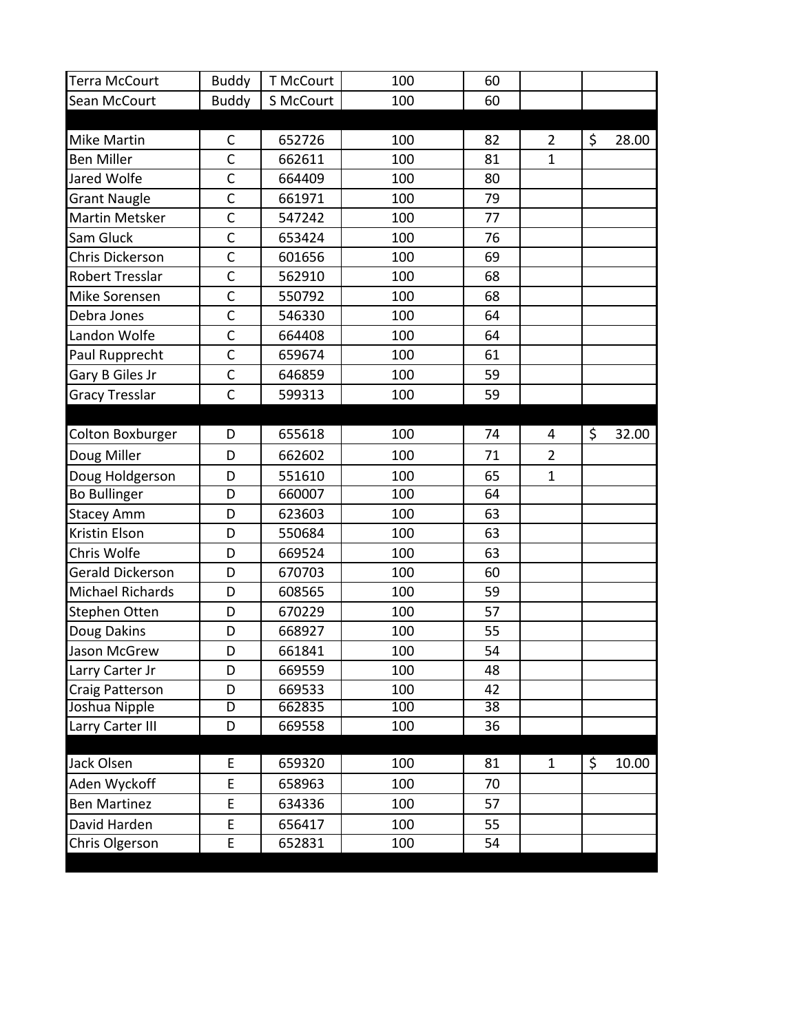| | | | | | | |
|---|---|---|---|---|---|---|
| Terra McCourt | Buddy | T McCourt | 100 | 60 | | |
| Sean McCourt | Buddy | S McCourt | 100 | 60 | | |
| | | | | | | |
| Mike Martin | C | 652726 | 100 | 82 | 2 | $ 28.00 |
| Ben Miller | C | 662611 | 100 | 81 | 1 | |
| Jared Wolfe | C | 664409 | 100 | 80 | | |
| Grant Naugle | C | 661971 | 100 | 79 | | |
| Martin Metsker | C | 547242 | 100 | 77 | | |
| Sam Gluck | C | 653424 | 100 | 76 | | |
| Chris Dickerson | C | 601656 | 100 | 69 | | |
| Robert Tresslar | C | 562910 | 100 | 68 | | |
| Mike Sorensen | C | 550792 | 100 | 68 | | |
| Debra Jones | C | 546330 | 100 | 64 | | |
| Landon Wolfe | C | 664408 | 100 | 64 | | |
| Paul Rupprecht | C | 659674 | 100 | 61 | | |
| Gary B Giles Jr | C | 646859 | 100 | 59 | | |
| Gracy Tresslar | C | 599313 | 100 | 59 | | |
| | | | | | | |
| Colton Boxburger | D | 655618 | 100 | 74 | 4 | $ 32.00 |
| Doug Miller | D | 662602 | 100 | 71 | 2 | |
| Doug Holdgerson | D | 551610 | 100 | 65 | 1 | |
| Bo Bullinger | D | 660007 | 100 | 64 | | |
| Stacey Amm | D | 623603 | 100 | 63 | | |
| Kristin Elson | D | 550684 | 100 | 63 | | |
| Chris Wolfe | D | 669524 | 100 | 63 | | |
| Gerald Dickerson | D | 670703 | 100 | 60 | | |
| Michael Richards | D | 608565 | 100 | 59 | | |
| Stephen Otten | D | 670229 | 100 | 57 | | |
| Doug Dakins | D | 668927 | 100 | 55 | | |
| Jason McGrew | D | 661841 | 100 | 54 | | |
| Larry Carter Jr | D | 669559 | 100 | 48 | | |
| Craig Patterson | D | 669533 | 100 | 42 | | |
| Joshua Nipple | D | 662835 | 100 | 38 | | |
| Larry Carter III | D | 669558 | 100 | 36 | | |
| | | | | | | |
| Jack Olsen | E | 659320 | 100 | 81 | 1 | $ 10.00 |
| Aden Wyckoff | E | 658963 | 100 | 70 | | |
| Ben Martinez | E | 634336 | 100 | 57 | | |
| David Harden | E | 656417 | 100 | 55 | | |
| Chris Olgerson | E | 652831 | 100 | 54 | | |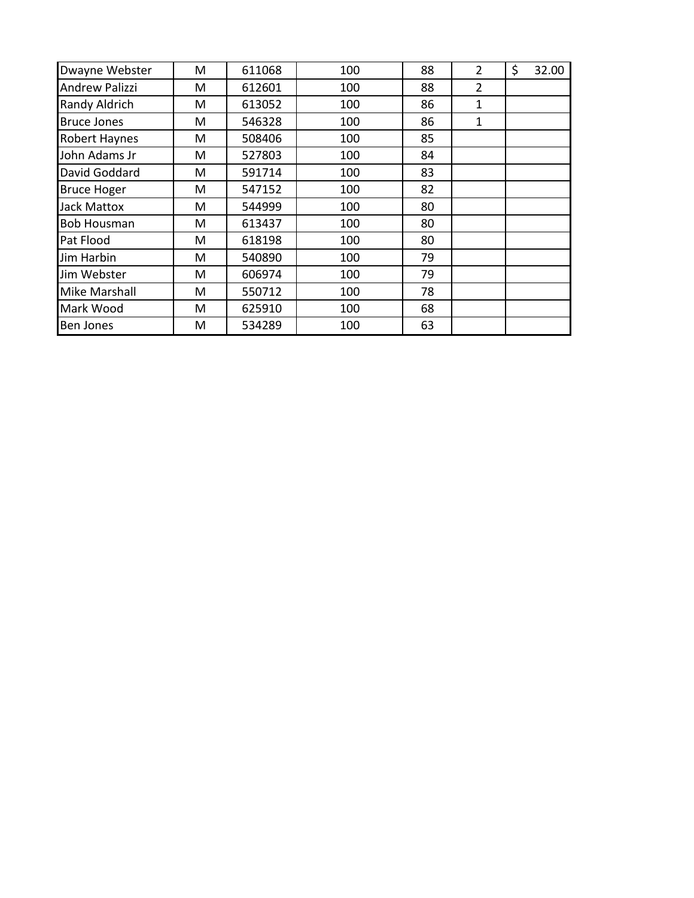| | | | | | | |
|---|---|---|---|---|---|---|
| Dwayne Webster | M | 611068 | 100 | 88 | 2 | $ 32.00 |
| Andrew Palizzi | M | 612601 | 100 | 88 | 2 | |
| Randy Aldrich | M | 613052 | 100 | 86 | 1 | |
| Bruce Jones | M | 546328 | 100 | 86 | 1 | |
| Robert Haynes | M | 508406 | 100 | 85 | | |
| John Adams Jr | M | 527803 | 100 | 84 | | |
| David Goddard | M | 591714 | 100 | 83 | | |
| Bruce Hoger | M | 547152 | 100 | 82 | | |
| Jack Mattox | M | 544999 | 100 | 80 | | |
| Bob Housman | M | 613437 | 100 | 80 | | |
| Pat Flood | M | 618198 | 100 | 80 | | |
| Jim Harbin | M | 540890 | 100 | 79 | | |
| Jim Webster | M | 606974 | 100 | 79 | | |
| Mike Marshall | M | 550712 | 100 | 78 | | |
| Mark Wood | M | 625910 | 100 | 68 | | |
| Ben Jones | M | 534289 | 100 | 63 | | |